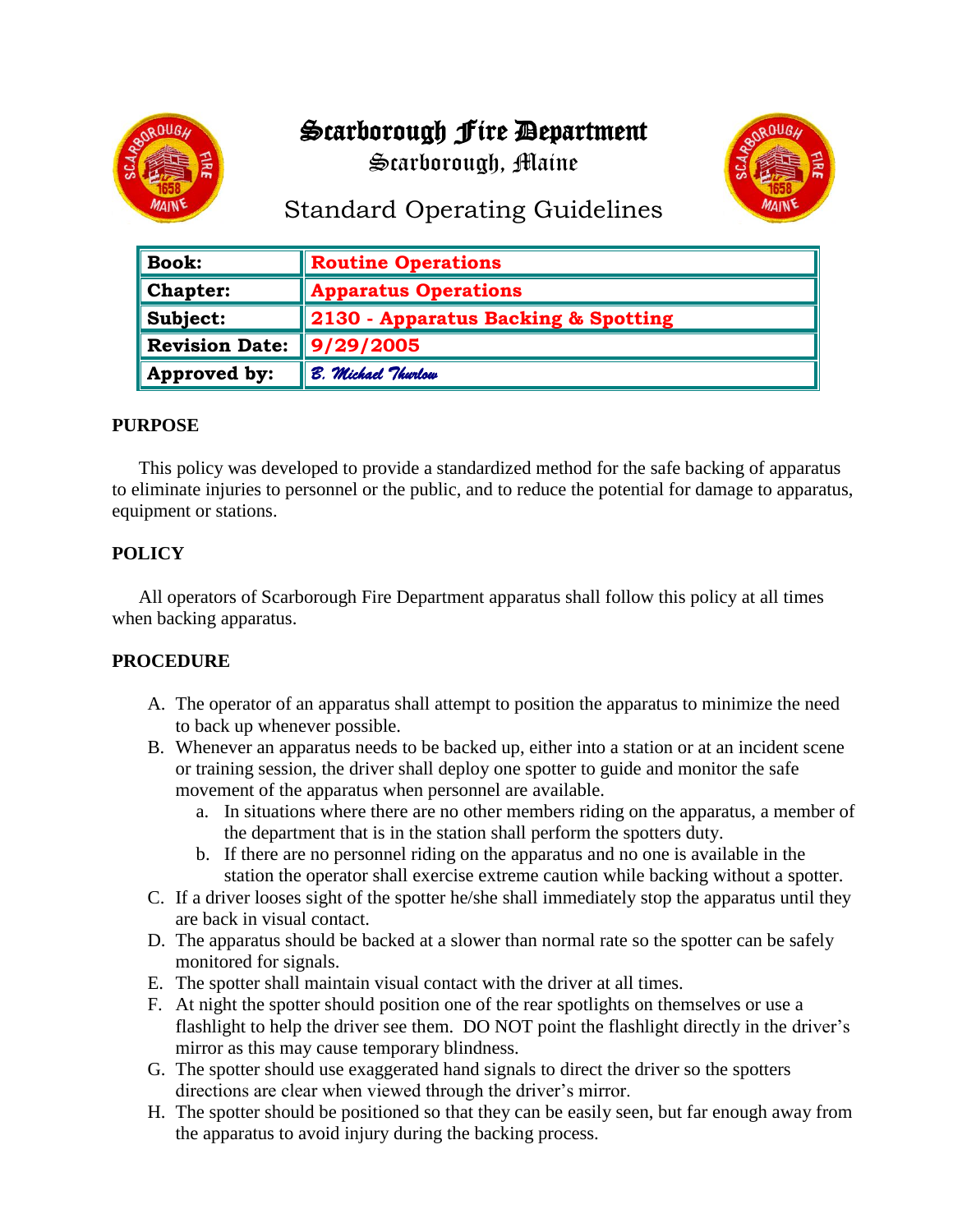# Scarborough Fire Department

Scarborough, Maine

## Standard Operating Guidelines

| | |
|---|---|
| **Book:** | **Routine Operations** |
| **Chapter:** | **Apparatus Operations** |
| **Subject:** | **2130 - Apparatus Backing & Spotting** |
| **Revision Date:** | **9/29/2005** |
| **Approved by:** | *B. Michael Thurlow* |

### PURPOSE

This policy was developed to provide a standardized method for the safe backing of apparatus to eliminate injuries to personnel or the public, and to reduce the potential for damage to apparatus, equipment or stations.

### POLICY

All operators of Scarborough Fire Department apparatus shall follow this policy at all times when backing apparatus.

### PROCEDURE

A. The operator of an apparatus shall attempt to position the apparatus to minimize the need to back up whenever possible.

B. Whenever an apparatus needs to be backed up, either into a station or at an incident scene or training session, the driver shall deploy one spotter to guide and monitor the safe movement of the apparatus when personnel are available.
   a. In situations where there are no other members riding on the apparatus, a member of the department that is in the station shall perform the spotters duty.
   b. If there are no personnel riding on the apparatus and no one is available in the station the operator shall exercise extreme caution while backing without a spotter.

C. If a driver looses sight of the spotter he/she shall immediately stop the apparatus until they are back in visual contact.

D. The apparatus should be backed at a slower than normal rate so the spotter can be safely monitored for signals.

E. The spotter shall maintain visual contact with the driver at all times.

F. At night the spotter should position one of the rear spotlights on themselves or use a flashlight to help the driver see them. DO NOT point the flashlight directly in the driver's mirror as this may cause temporary blindness.

G. The spotter should use exaggerated hand signals to direct the driver so the spotters directions are clear when viewed through the driver's mirror.

H. The spotter should be positioned so that they can be easily seen, but far enough away from the apparatus to avoid injury during the backing process.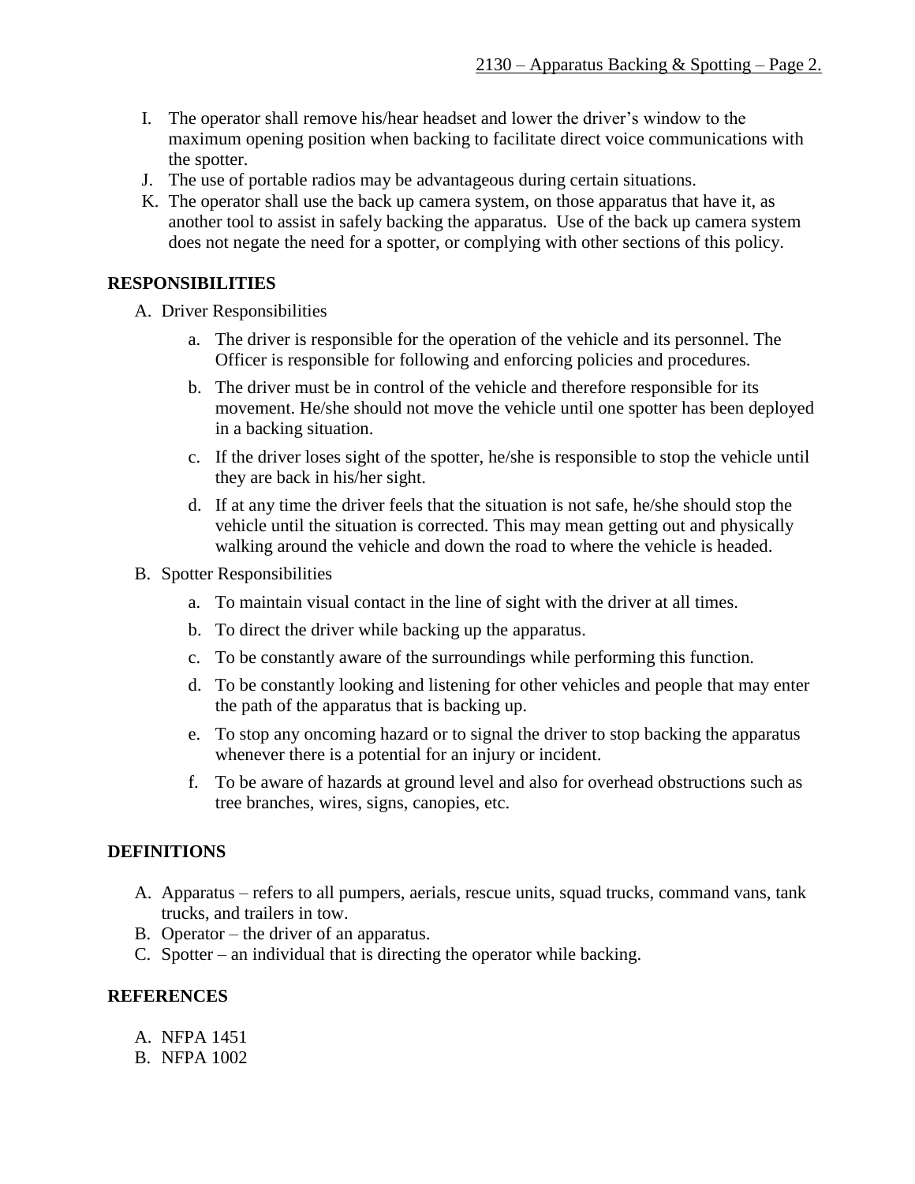I. The operator shall remove his/hear headset and lower the driver's window to the maximum opening position when backing to facilitate direct voice communications with the spotter.
J. The use of portable radios may be advantageous during certain situations.
K. The operator shall use the back up camera system, on those apparatus that have it, as another tool to assist in safely backing the apparatus. Use of the back up camera system does not negate the need for a spotter, or complying with other sections of this policy.

## RESPONSIBILITIES

A. Driver Responsibilities

   a. The driver is responsible for the operation of the vehicle and its personnel. The Officer is responsible for following and enforcing policies and procedures.

   b. The driver must be in control of the vehicle and therefore responsible for its movement. He/she should not move the vehicle until one spotter has been deployed in a backing situation.

   c. If the driver loses sight of the spotter, he/she is responsible to stop the vehicle until they are back in his/her sight.

   d. If at any time the driver feels that the situation is not safe, he/she should stop the vehicle until the situation is corrected. This may mean getting out and physically walking around the vehicle and down the road to where the vehicle is headed.

B. Spotter Responsibilities

   a. To maintain visual contact in the line of sight with the driver at all times.

   b. To direct the driver while backing up the apparatus.

   c. To be constantly aware of the surroundings while performing this function.

   d. To be constantly looking and listening for other vehicles and people that may enter the path of the apparatus that is backing up.

   e. To stop any oncoming hazard or to signal the driver to stop backing the apparatus whenever there is a potential for an injury or incident.

   f. To be aware of hazards at ground level and also for overhead obstructions such as tree branches, wires, signs, canopies, etc.

## DEFINITIONS

A. Apparatus – refers to all pumpers, aerials, rescue units, squad trucks, command vans, tank trucks, and trailers in tow.
B. Operator – the driver of an apparatus.
C. Spotter – an individual that is directing the operator while backing.

## REFERENCES

A. NFPA 1451
B. NFPA 1002